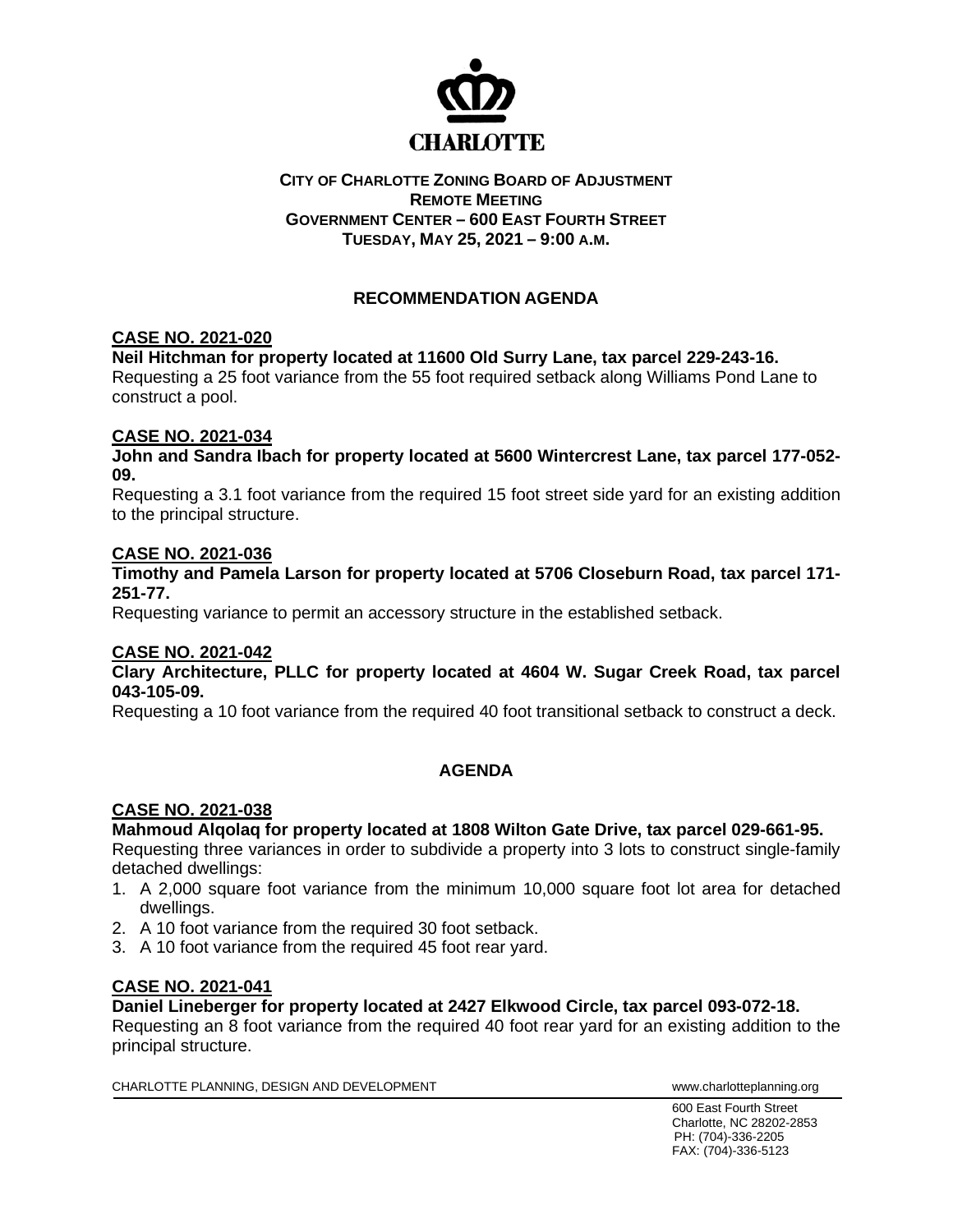CHARLOTTE

**CITY OF CHARLOTTE ZONING BOARD OF ADJUSTMENT**
**REMOTE MEETING**
**GOVERNMENT CENTER – 600 EAST FOURTH STREET**
**TUESDAY, MAY 25, 2021 – 9:00 A.M.**

## RECOMMENDATION AGENDA

**CASE NO. 2021-020**

**Neil Hitchman for property located at 11600 Old Surry Lane, tax parcel 229-243-16.**
Requesting a 25 foot variance from the 55 foot required setback along Williams Pond Lane to construct a pool.

**CASE NO. 2021-034**

**John and Sandra Ibach for property located at 5600 Wintercrest Lane, tax parcel 177-052-09.**
Requesting a 3.1 foot variance from the required 15 foot street side yard for an existing addition to the principal structure.

**CASE NO. 2021-036**

**Timothy and Pamela Larson for property located at 5706 Closeburn Road, tax parcel 171-251-77.**
Requesting variance to permit an accessory structure in the established setback.

**CASE NO. 2021-042**

**Clary Architecture, PLLC for property located at 4604 W. Sugar Creek Road, tax parcel 043-105-09.**
Requesting a 10 foot variance from the required 40 foot transitional setback to construct a deck.

## AGENDA

**CASE NO. 2021-038**

**Mahmoud Alqolaq for property located at 1808 Wilton Gate Drive, tax parcel 029-661-95.**
Requesting three variances in order to subdivide a property into 3 lots to construct single-family detached dwellings:

1. A 2,000 square foot variance from the minimum 10,000 square foot lot area for detached dwellings.
2. A 10 foot variance from the required 30 foot setback.
3. A 10 foot variance from the required 45 foot rear yard.

**CASE NO. 2021-041**

**Daniel Lineberger for property located at 2427 Elkwood Circle, tax parcel 093-072-18.**
Requesting an 8 foot variance from the required 40 foot rear yard for an existing addition to the principal structure.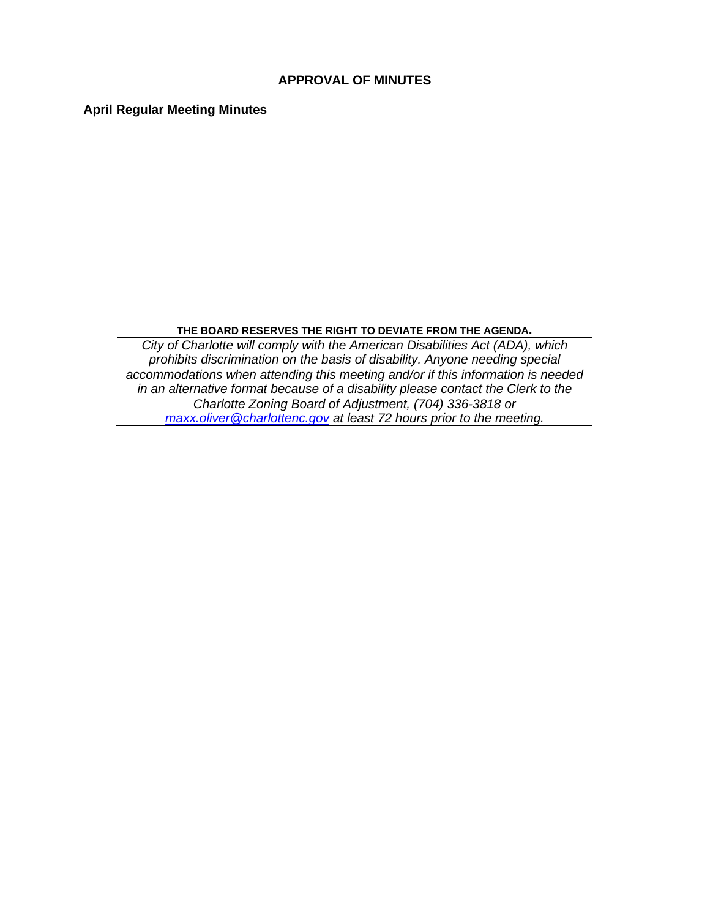## APPROVAL OF MINUTES

**April Regular Meeting Minutes**

**THE BOARD RESERVES THE RIGHT TO DEVIATE FROM THE AGENDA.**

*City of Charlotte will comply with the American Disabilities Act (ADA), which prohibits discrimination on the basis of disability. Anyone needing special accommodations when attending this meeting and/or if this information is needed in an alternative format because of a disability please contact the Clerk to the Charlotte Zoning Board of Adjustment, (704) 336-3818 or [maxx.oliver@charlottenc.gov](mailto:maxx.oliver@charlottenc.gov) at least 72 hours prior to the meeting.*